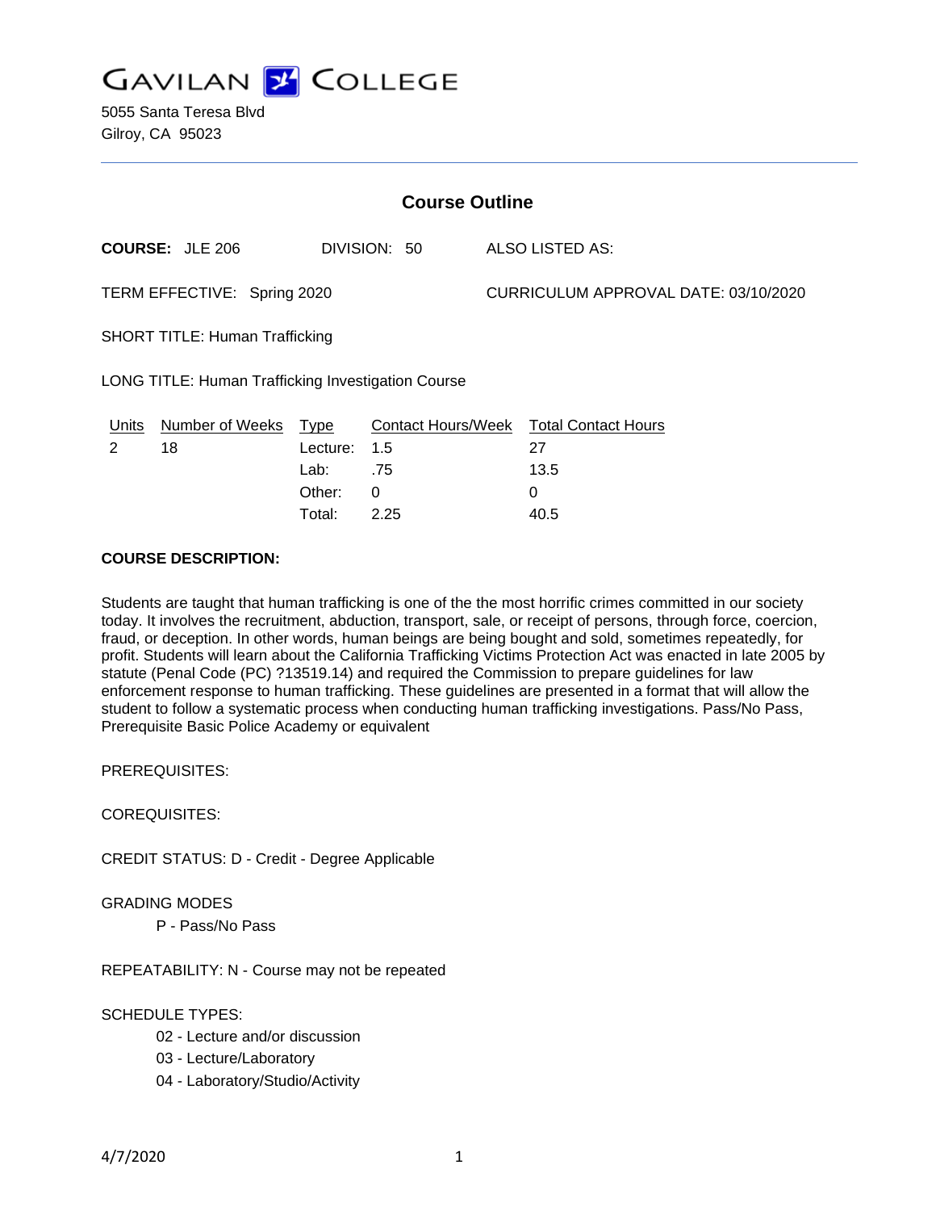# GAVILAN COLLEGE

5055 Santa Teresa Blvd
Gilroy, CA 95023

## Course Outline

**COURSE:** JLE 206 DIVISION: 50 ALSO LISTED AS:

TERM EFFECTIVE: Spring 2020 CURRICULUM APPROVAL DATE: 03/10/2020

SHORT TITLE: Human Trafficking

LONG TITLE: Human Trafficking Investigation Course

| Units | Number of Weeks | Type | Contact Hours/Week | Total Contact Hours |
|---|---|---|---|---|
| 2 | 18 | Lecture: | 1.5 | 27 |
| | | Lab: | .75 | 13.5 |
| | | Other: | 0 | 0 |
| | | Total: | 2.25 | 40.5 |

**COURSE DESCRIPTION:**

Students are taught that human trafficking is one of the the most horrific crimes committed in our society today. It involves the recruitment, abduction, transport, sale, or receipt of persons, through force, coercion, fraud, or deception. In other words, human beings are being bought and sold, sometimes repeatedly, for profit. Students will learn about the California Trafficking Victims Protection Act was enacted in late 2005 by statute (Penal Code (PC) ?13519.14) and required the Commission to prepare guidelines for law enforcement response to human trafficking. These guidelines are presented in a format that will allow the student to follow a systematic process when conducting human trafficking investigations. Pass/No Pass, Prerequisite Basic Police Academy or equivalent

PREREQUISITES:

COREQUISITES:

CREDIT STATUS: D - Credit - Degree Applicable

GRADING MODES

P - Pass/No Pass

REPEATABILITY: N - Course may not be repeated

SCHEDULE TYPES:

02 - Lecture and/or discussion
03 - Lecture/Laboratory
04 - Laboratory/Studio/Activity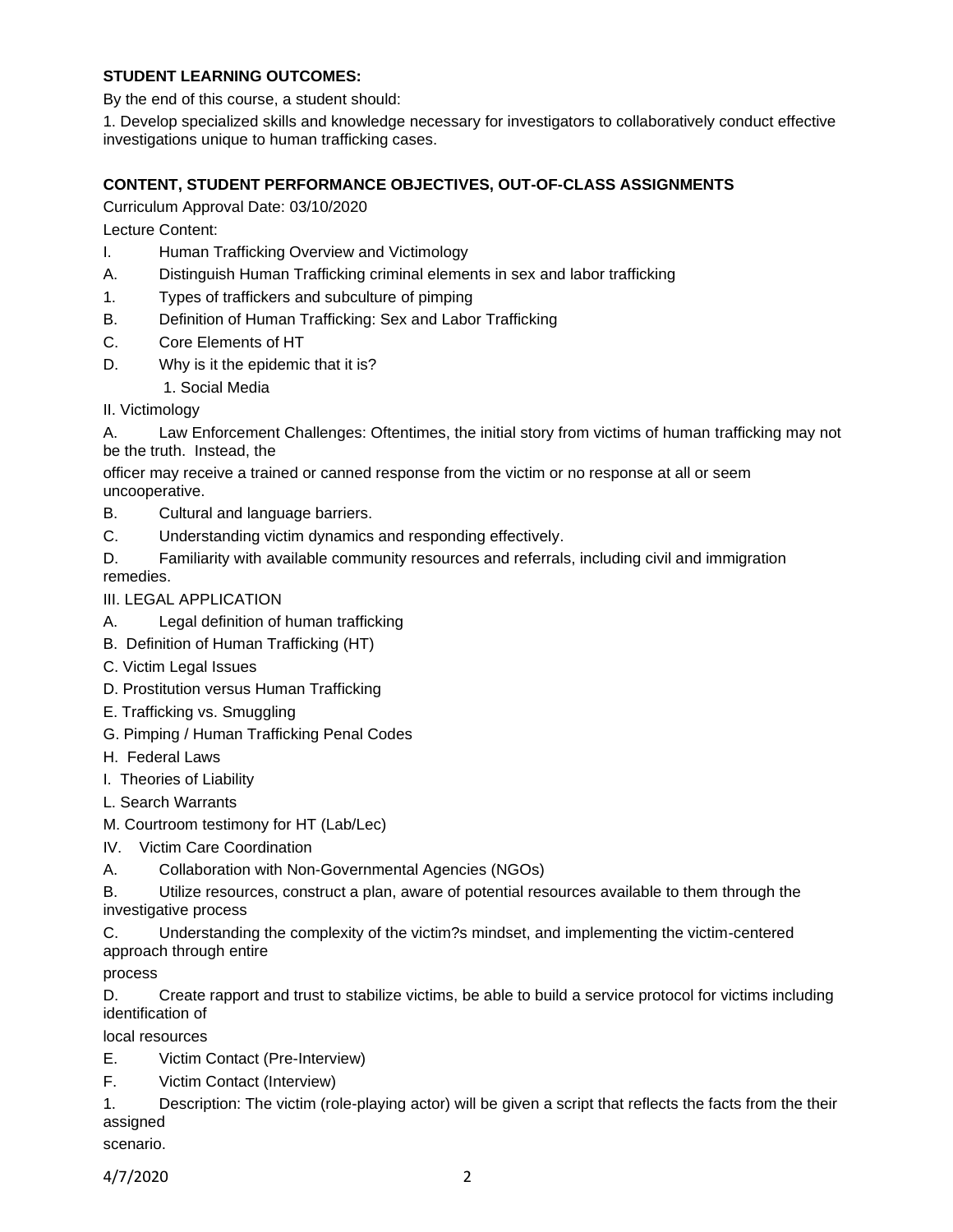**STUDENT LEARNING OUTCOMES:**

By the end of this course, a student should:

1. Develop specialized skills and knowledge necessary for investigators to collaboratively conduct effective investigations unique to human trafficking cases.

**CONTENT, STUDENT PERFORMANCE OBJECTIVES, OUT-OF-CLASS ASSIGNMENTS**

Curriculum Approval Date: 03/10/2020

Lecture Content:

I. Human Trafficking Overview and Victimology

A. Distinguish Human Trafficking criminal elements in sex and labor trafficking

1. Types of traffickers and subculture of pimping

B. Definition of Human Trafficking: Sex and Labor Trafficking

C. Core Elements of HT

D. Why is it the epidemic that it is?

1. Social Media

II. Victimology

A. Law Enforcement Challenges: Oftentimes, the initial story from victims of human trafficking may not be the truth. Instead, the

officer may receive a trained or canned response from the victim or no response at all or seem uncooperative.

B. Cultural and language barriers.

C. Understanding victim dynamics and responding effectively.

D. Familiarity with available community resources and referrals, including civil and immigration remedies.

III. LEGAL APPLICATION

A. Legal definition of human trafficking

B. Definition of Human Trafficking (HT)

C. Victim Legal Issues

D. Prostitution versus Human Trafficking

E. Trafficking vs. Smuggling

G. Pimping / Human Trafficking Penal Codes

H. Federal Laws

I. Theories of Liability

L. Search Warrants

M. Courtroom testimony for HT (Lab/Lec)

IV. Victim Care Coordination

A. Collaboration with Non-Governmental Agencies (NGOs)

B. Utilize resources, construct a plan, aware of potential resources available to them through the investigative process

C. Understanding the complexity of the victim?s mindset, and implementing the victim-centered approach through entire

process

D. Create rapport and trust to stabilize victims, be able to build a service protocol for victims including identification of

local resources

E. Victim Contact (Pre-Interview)

F. Victim Contact (Interview)

1. Description: The victim (role-playing actor) will be given a script that reflects the facts from the their assigned

scenario.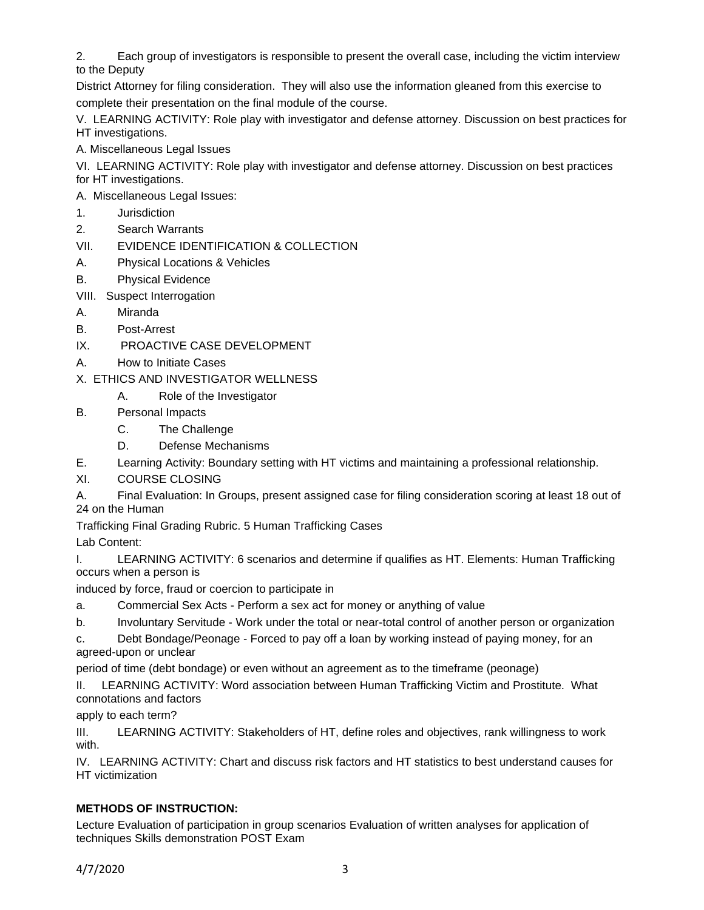2. Each group of investigators is responsible to present the overall case, including the victim interview to the Deputy District Attorney for filing consideration. They will also use the information gleaned from this exercise to complete their presentation on the final module of the course.

V. LEARNING ACTIVITY: Role play with investigator and defense attorney. Discussion on best practices for HT investigations.

A. Miscellaneous Legal Issues

VI. LEARNING ACTIVITY: Role play with investigator and defense attorney. Discussion on best practices for HT investigations.

A. Miscellaneous Legal Issues:

1. Jurisdiction
2. Search Warrants

VII. EVIDENCE IDENTIFICATION & COLLECTION

A. Physical Locations & Vehicles

B. Physical Evidence

VIII. Suspect Interrogation

A. Miranda

B. Post-Arrest

IX. PROACTIVE CASE DEVELOPMENT

A. How to Initiate Cases

X. ETHICS AND INVESTIGATOR WELLNESS

A. Role of the Investigator

B. Personal Impacts

C. The Challenge

D. Defense Mechanisms

E. Learning Activity: Boundary setting with HT victims and maintaining a professional relationship.

XI. COURSE CLOSING

A. Final Evaluation: In Groups, present assigned case for filing consideration scoring at least 18 out of 24 on the Human Trafficking Final Grading Rubric. 5 Human Trafficking Cases

Lab Content:

I. LEARNING ACTIVITY: 6 scenarios and determine if qualifies as HT. Elements: Human Trafficking occurs when a person is induced by force, fraud or coercion to participate in

a. Commercial Sex Acts - Perform a sex act for money or anything of value

b. Involuntary Servitude - Work under the total or near-total control of another person or organization

c. Debt Bondage/Peonage - Forced to pay off a loan by working instead of paying money, for an agreed-upon or unclear period of time (debt bondage) or even without an agreement as to the timeframe (peonage)

II. LEARNING ACTIVITY: Word association between Human Trafficking Victim and Prostitute. What connotations and factors apply to each term?

III. LEARNING ACTIVITY: Stakeholders of HT, define roles and objectives, rank willingness to work with.

IV. LEARNING ACTIVITY: Chart and discuss risk factors and HT statistics to best understand causes for HT victimization

**METHODS OF INSTRUCTION:**

Lecture Evaluation of participation in group scenarios Evaluation of written analyses for application of techniques Skills demonstration POST Exam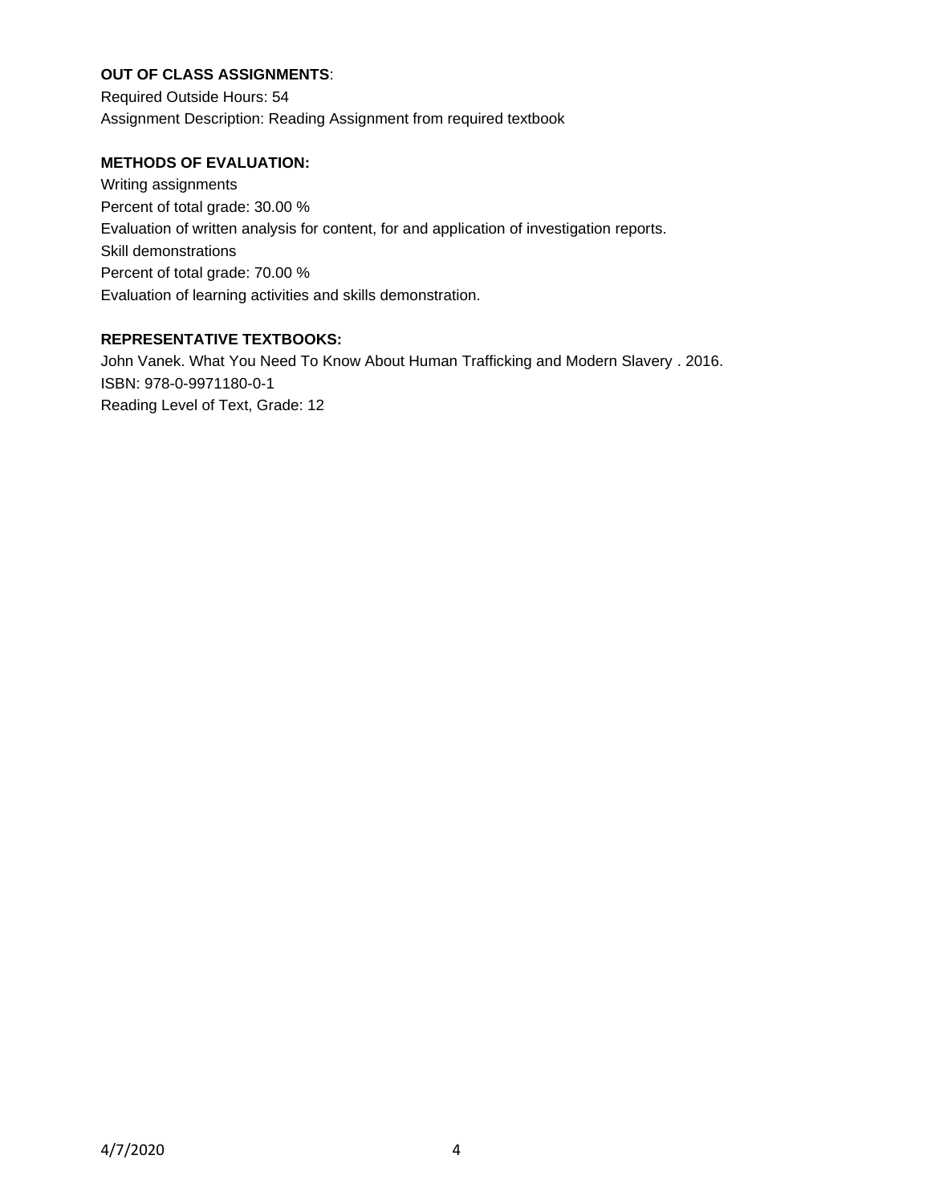**OUT OF CLASS ASSIGNMENTS**:

Required Outside Hours: 54

Assignment Description: Reading Assignment from required textbook

**METHODS OF EVALUATION:**

Writing assignments

Percent of total grade: 30.00 %

Evaluation of written analysis for content, for and application of investigation reports.

Skill demonstrations

Percent of total grade: 70.00 %

Evaluation of learning activities and skills demonstration.

**REPRESENTATIVE TEXTBOOKS:**

John Vanek. What You Need To Know About Human Trafficking and Modern Slavery . 2016.

ISBN: 978-0-9971180-0-1

Reading Level of Text, Grade: 12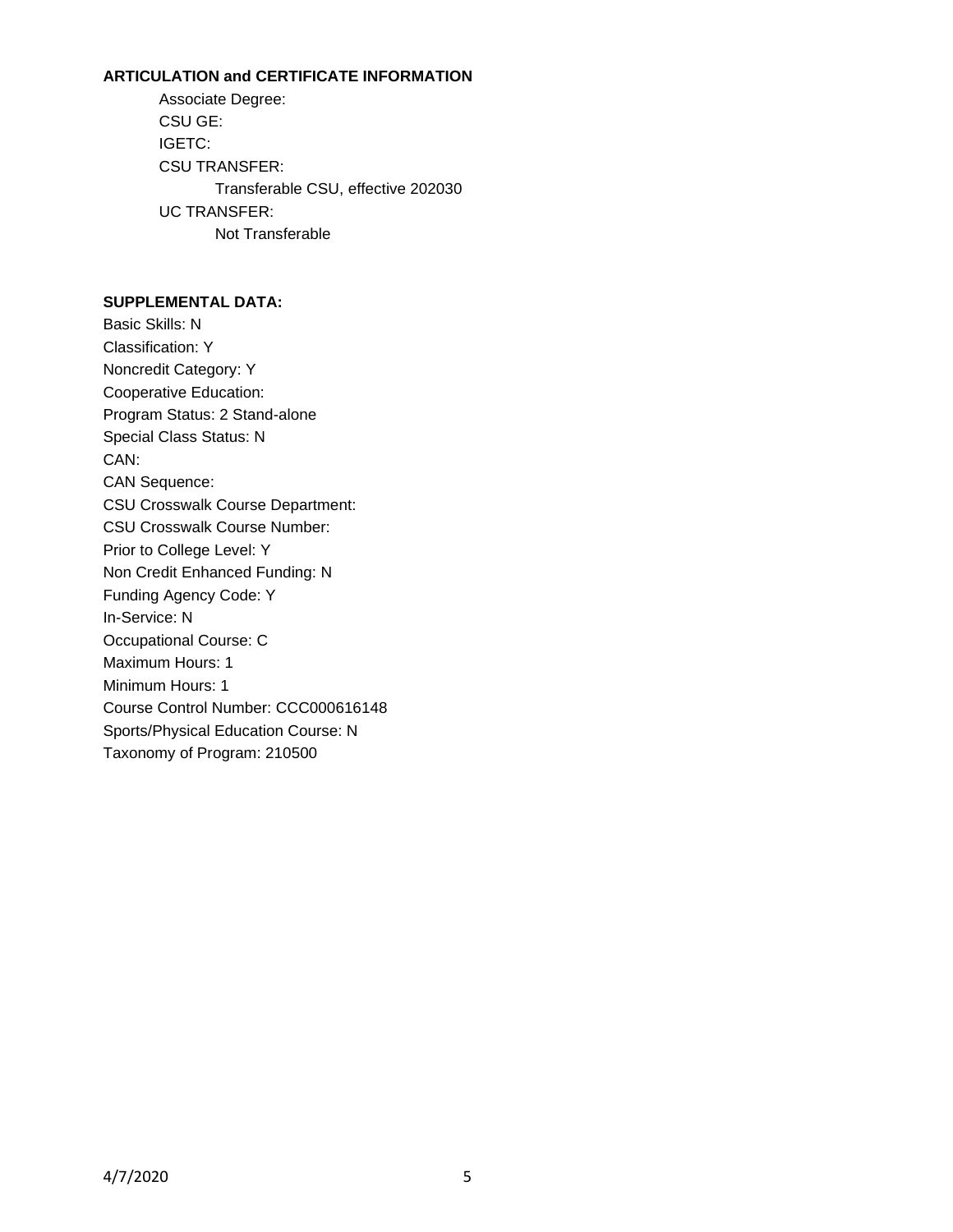**ARTICULATION and CERTIFICATE INFORMATION**

Associate Degree:
CSU GE:
IGETC:
CSU TRANSFER:
Transferable CSU, effective 202030
UC TRANSFER:
Not Transferable

**SUPPLEMENTAL DATA:**

Basic Skills: N
Classification: Y
Noncredit Category: Y
Cooperative Education:
Program Status: 2 Stand-alone
Special Class Status: N
CAN:
CAN Sequence:
CSU Crosswalk Course Department:
CSU Crosswalk Course Number:
Prior to College Level: Y
Non Credit Enhanced Funding: N
Funding Agency Code: Y
In-Service: N
Occupational Course: C
Maximum Hours: 1
Minimum Hours: 1
Course Control Number: CCC000616148
Sports/Physical Education Course: N
Taxonomy of Program: 210500